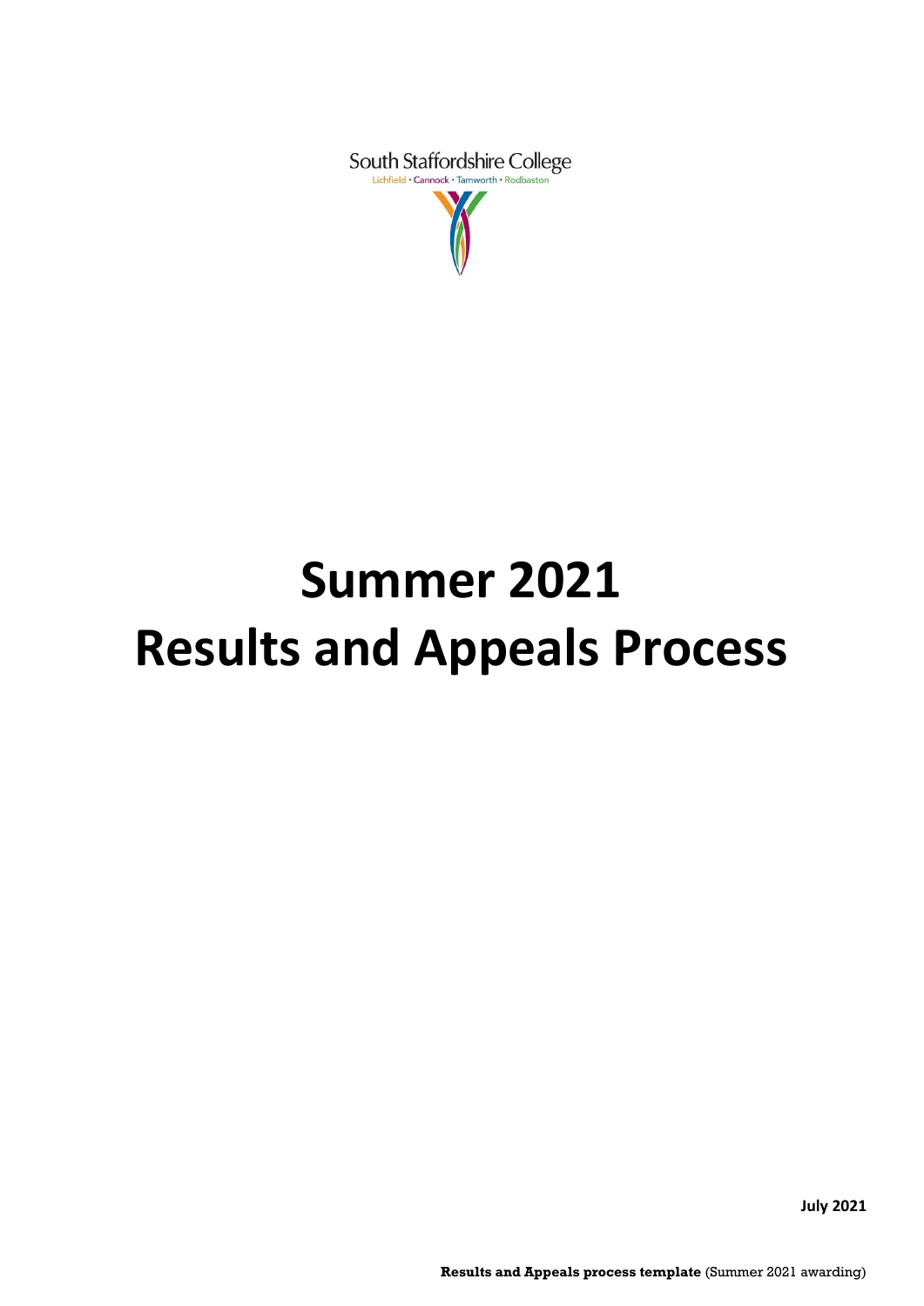South Staffordshire College

Lichfield • Cannock • Tamworth • Rodbaston

# Summer 2021 Results and Appeals Process

**July 2021**

**Results and Appeals process template** (Summer 2021 awarding)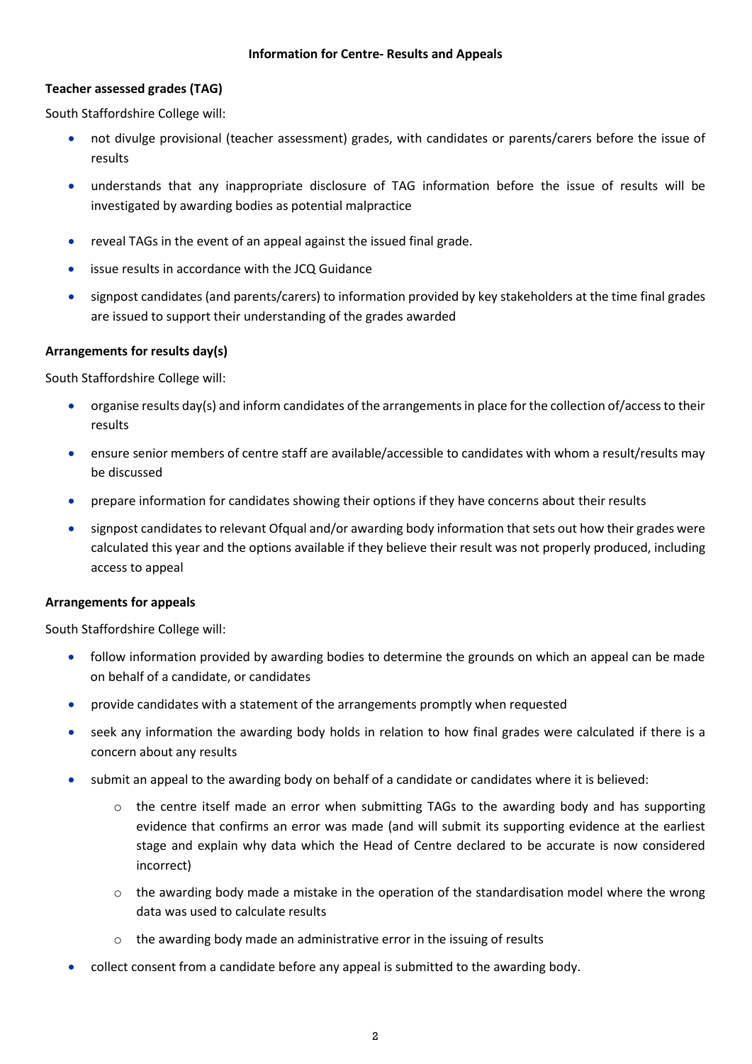**Information for Centre- Results and Appeals**

**Teacher assessed grades (TAG)**

South Staffordshire College will:

- not divulge provisional (teacher assessment) grades, with candidates or parents/carers before the issue of results
- understands that any inappropriate disclosure of TAG information before the issue of results will be investigated by awarding bodies as potential malpractice
- reveal TAGs in the event of an appeal against the issued final grade.
- issue results in accordance with the JCQ Guidance
- signpost candidates (and parents/carers) to information provided by key stakeholders at the time final grades are issued to support their understanding of the grades awarded

**Arrangements for results day(s)**

South Staffordshire College will:

- organise results day(s) and inform candidates of the arrangements in place for the collection of/access to their results
- ensure senior members of centre staff are available/accessible to candidates with whom a result/results may be discussed
- prepare information for candidates showing their options if they have concerns about their results
- signpost candidates to relevant Ofqual and/or awarding body information that sets out how their grades were calculated this year and the options available if they believe their result was not properly produced, including access to appeal

**Arrangements for appeals**

South Staffordshire College will:

- follow information provided by awarding bodies to determine the grounds on which an appeal can be made on behalf of a candidate, or candidates
- provide candidates with a statement of the arrangements promptly when requested
- seek any information the awarding body holds in relation to how final grades were calculated if there is a concern about any results
- submit an appeal to the awarding body on behalf of a candidate or candidates where it is believed:
    - the centre itself made an error when submitting TAGs to the awarding body and has supporting evidence that confirms an error was made (and will submit its supporting evidence at the earliest stage and explain why data which the Head of Centre declared to be accurate is now considered incorrect)
    - the awarding body made a mistake in the operation of the standardisation model where the wrong data was used to calculate results
    - the awarding body made an administrative error in the issuing of results
- collect consent from a candidate before any appeal is submitted to the awarding body.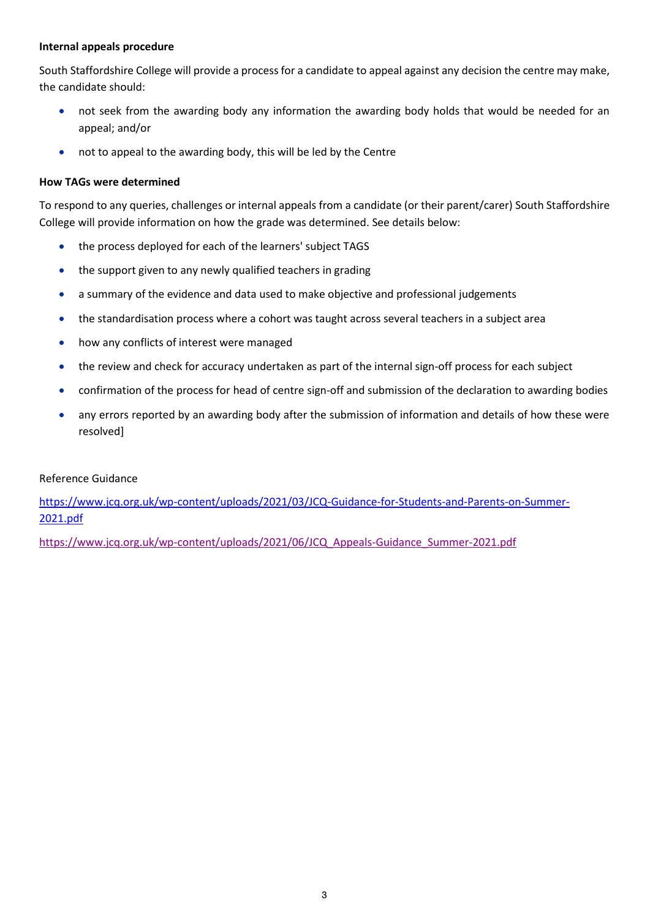**Internal appeals procedure**

South Staffordshire College will provide a process for a candidate to appeal against any decision the centre may make, the candidate should:

- not seek from the awarding body any information the awarding body holds that would be needed for an appeal; and/or
- not to appeal to the awarding body, this will be led by the Centre

**How TAGs were determined**

To respond to any queries, challenges or internal appeals from a candidate (or their parent/carer) South Staffordshire College will provide information on how the grade was determined. See details below:

- the process deployed for each of the learners' subject TAGS
- the support given to any newly qualified teachers in grading
- a summary of the evidence and data used to make objective and professional judgements
- the standardisation process where a cohort was taught across several teachers in a subject area
- how any conflicts of interest were managed
- the review and check for accuracy undertaken as part of the internal sign-off process for each subject
- confirmation of the process for head of centre sign-off and submission of the declaration to awarding bodies
- any errors reported by an awarding body after the submission of information and details of how these were resolved]

Reference Guidance

https://www.jcq.org.uk/wp-content/uploads/2021/03/JCQ-Guidance-for-Students-and-Parents-on-Summer-2021.pdf

https://www.jcq.org.uk/wp-content/uploads/2021/06/JCQ_Appeals-Guidance_Summer-2021.pdf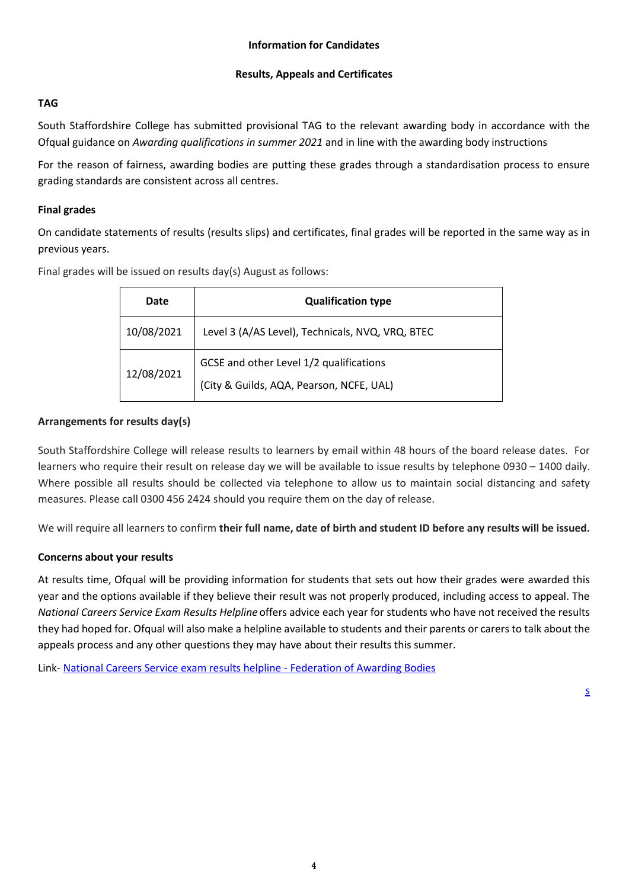**Information for Candidates**

**Results, Appeals and Certificates**

**TAG**

South Staffordshire College has submitted provisional TAG to the relevant awarding body in accordance with the Ofqual guidance on *Awarding qualifications in summer 2021* and in line with the awarding body instructions

For the reason of fairness, awarding bodies are putting these grades through a standardisation process to ensure grading standards are consistent across all centres.

**Final grades**

On candidate statements of results (results slips) and certificates, final grades will be reported in the same way as in previous years.

Final grades will be issued on results day(s) August as follows:

| Date | Qualification type |
|---|---|
| 10/08/2021 | Level 3 (A/AS Level), Technicals, NVQ, VRQ, BTEC |
| 12/08/2021 | GCSE and other Level 1/2 qualifications<br>(City & Guilds, AQA, Pearson, NCFE, UAL) |

**Arrangements for results day(s)**

South Staffordshire College will release results to learners by email within 48 hours of the board release dates. For learners who require their result on release day we will be available to issue results by telephone 0930 – 1400 daily. Where possible all results should be collected via telephone to allow us to maintain social distancing and safety measures. Please call 0300 456 2424 should you require them on the day of release.

We will require all learners to confirm **their full name, date of birth and student ID before any results will be issued.**

**Concerns about your results**

At results time, Ofqual will be providing information for students that sets out how their grades were awarded this year and the options available if they believe their result was not properly produced, including access to appeal. The *National Careers Service Exam Results Helpline* offers advice each year for students who have not received the results they had hoped for. Ofqual will also make a helpline available to students and their parents or carers to talk about the appeals process and any other questions they may have about their results this summer.

Link- [National Careers Service exam results helpline - Federation of Awarding Bodies]

s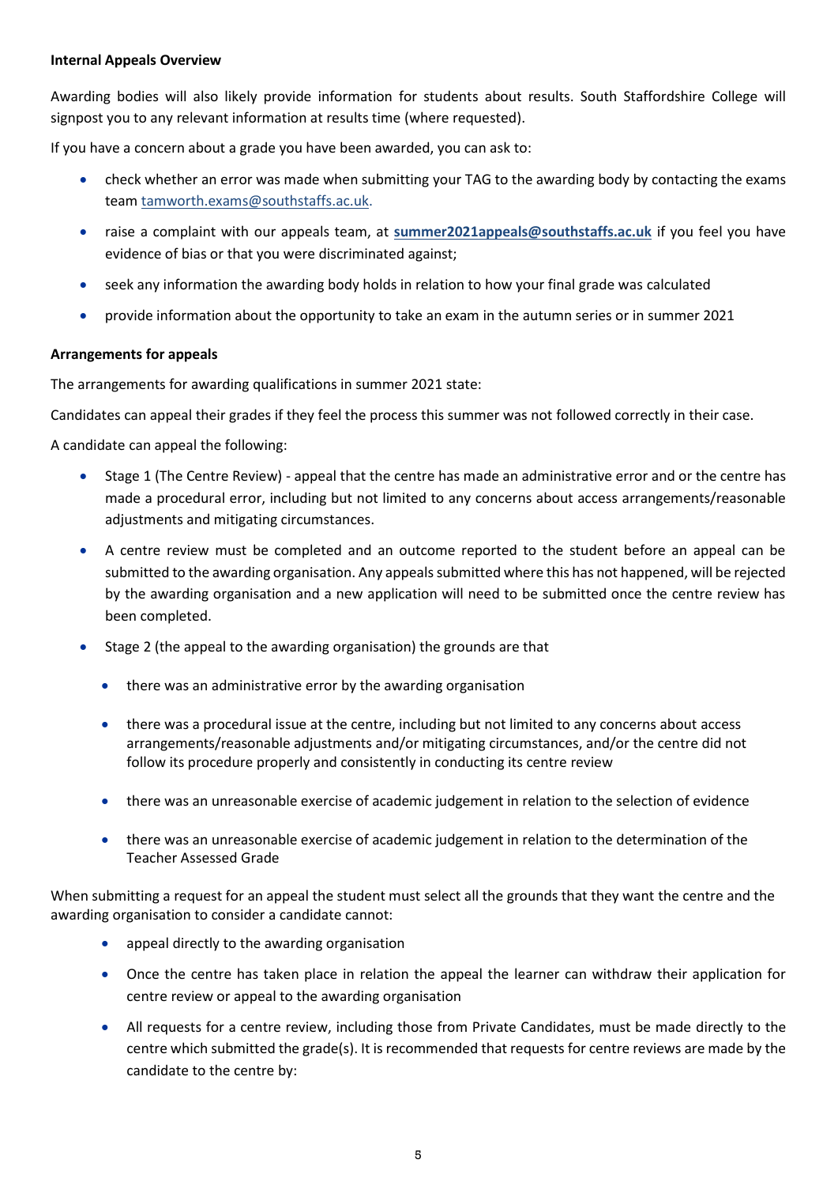**Internal Appeals Overview**

Awarding bodies will also likely provide information for students about results. South Staffordshire College will signpost you to any relevant information at results time (where requested).

If you have a concern about a grade you have been awarded, you can ask to:

- check whether an error was made when submitting your TAG to the awarding body by contacting the exams team tamworth.exams@southstaffs.ac.uk.
- raise a complaint with our appeals team, at **summer2021appeals@southstaffs.ac.uk** if you feel you have evidence of bias or that you were discriminated against;
- seek any information the awarding body holds in relation to how your final grade was calculated
- provide information about the opportunity to take an exam in the autumn series or in summer 2021

**Arrangements for appeals**

The arrangements for awarding qualifications in summer 2021 state:

Candidates can appeal their grades if they feel the process this summer was not followed correctly in their case.

A candidate can appeal the following:

- Stage 1 (The Centre Review) - appeal that the centre has made an administrative error and or the centre has made a procedural error, including but not limited to any concerns about access arrangements/reasonable adjustments and mitigating circumstances.
- A centre review must be completed and an outcome reported to the student before an appeal can be submitted to the awarding organisation. Any appeals submitted where this has not happened, will be rejected by the awarding organisation and a new application will need to be submitted once the centre review has been completed.
- Stage 2 (the appeal to the awarding organisation) the grounds are that
  - there was an administrative error by the awarding organisation
  - there was a procedural issue at the centre, including but not limited to any concerns about access arrangements/reasonable adjustments and/or mitigating circumstances, and/or the centre did not follow its procedure properly and consistently in conducting its centre review
  - there was an unreasonable exercise of academic judgement in relation to the selection of evidence
  - there was an unreasonable exercise of academic judgement in relation to the determination of the Teacher Assessed Grade

When submitting a request for an appeal the student must select all the grounds that they want the centre and the awarding organisation to consider a candidate cannot:

- appeal directly to the awarding organisation
- Once the centre has taken place in relation the appeal the learner can withdraw their application for centre review or appeal to the awarding organisation
- All requests for a centre review, including those from Private Candidates, must be made directly to the centre which submitted the grade(s). It is recommended that requests for centre reviews are made by the candidate to the centre by: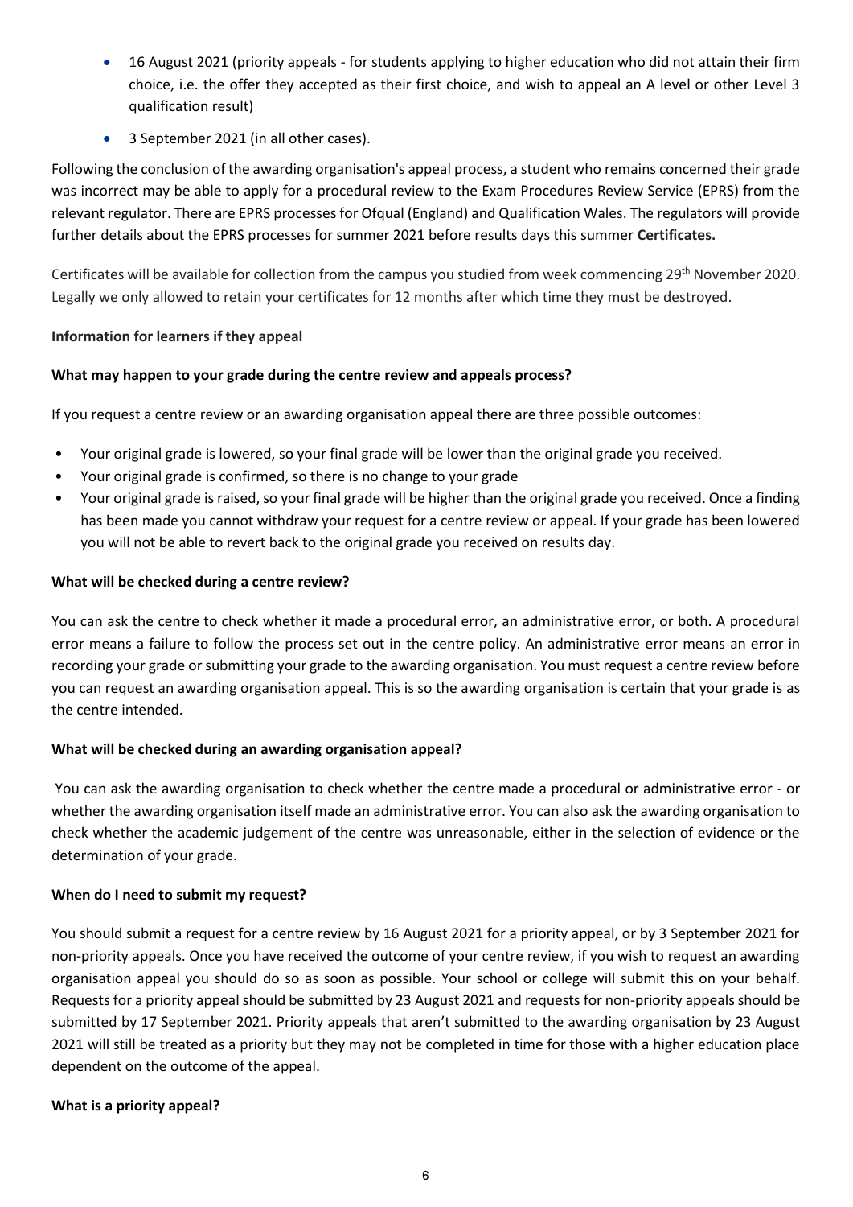- 16 August 2021 (priority appeals - for students applying to higher education who did not attain their firm choice, i.e. the offer they accepted as their first choice, and wish to appeal an A level or other Level 3 qualification result)
- 3 September 2021 (in all other cases).

Following the conclusion of the awarding organisation's appeal process, a student who remains concerned their grade was incorrect may be able to apply for a procedural review to the Exam Procedures Review Service (EPRS) from the relevant regulator. There are EPRS processes for Ofqual (England) and Qualification Wales. The regulators will provide further details about the EPRS processes for summer 2021 before results days this summer **Certificates.**

Certificates will be available for collection from the campus you studied from week commencing 29th November 2020. Legally we only allowed to retain your certificates for 12 months after which time they must be destroyed.

**Information for learners if they appeal**

**What may happen to your grade during the centre review and appeals process?**

If you request a centre review or an awarding organisation appeal there are three possible outcomes:

- Your original grade is lowered, so your final grade will be lower than the original grade you received.
- Your original grade is confirmed, so there is no change to your grade
- Your original grade is raised, so your final grade will be higher than the original grade you received. Once a finding has been made you cannot withdraw your request for a centre review or appeal. If your grade has been lowered you will not be able to revert back to the original grade you received on results day.

**What will be checked during a centre review?**

You can ask the centre to check whether it made a procedural error, an administrative error, or both. A procedural error means a failure to follow the process set out in the centre policy. An administrative error means an error in recording your grade or submitting your grade to the awarding organisation. You must request a centre review before you can request an awarding organisation appeal. This is so the awarding organisation is certain that your grade is as the centre intended.

**What will be checked during an awarding organisation appeal?**

You can ask the awarding organisation to check whether the centre made a procedural or administrative error - or whether the awarding organisation itself made an administrative error. You can also ask the awarding organisation to check whether the academic judgement of the centre was unreasonable, either in the selection of evidence or the determination of your grade.

**When do I need to submit my request?**

You should submit a request for a centre review by 16 August 2021 for a priority appeal, or by 3 September 2021 for non-priority appeals. Once you have received the outcome of your centre review, if you wish to request an awarding organisation appeal you should do so as soon as possible. Your school or college will submit this on your behalf. Requests for a priority appeal should be submitted by 23 August 2021 and requests for non-priority appeals should be submitted by 17 September 2021. Priority appeals that aren't submitted to the awarding organisation by 23 August 2021 will still be treated as a priority but they may not be completed in time for those with a higher education place dependent on the outcome of the appeal.

**What is a priority appeal?**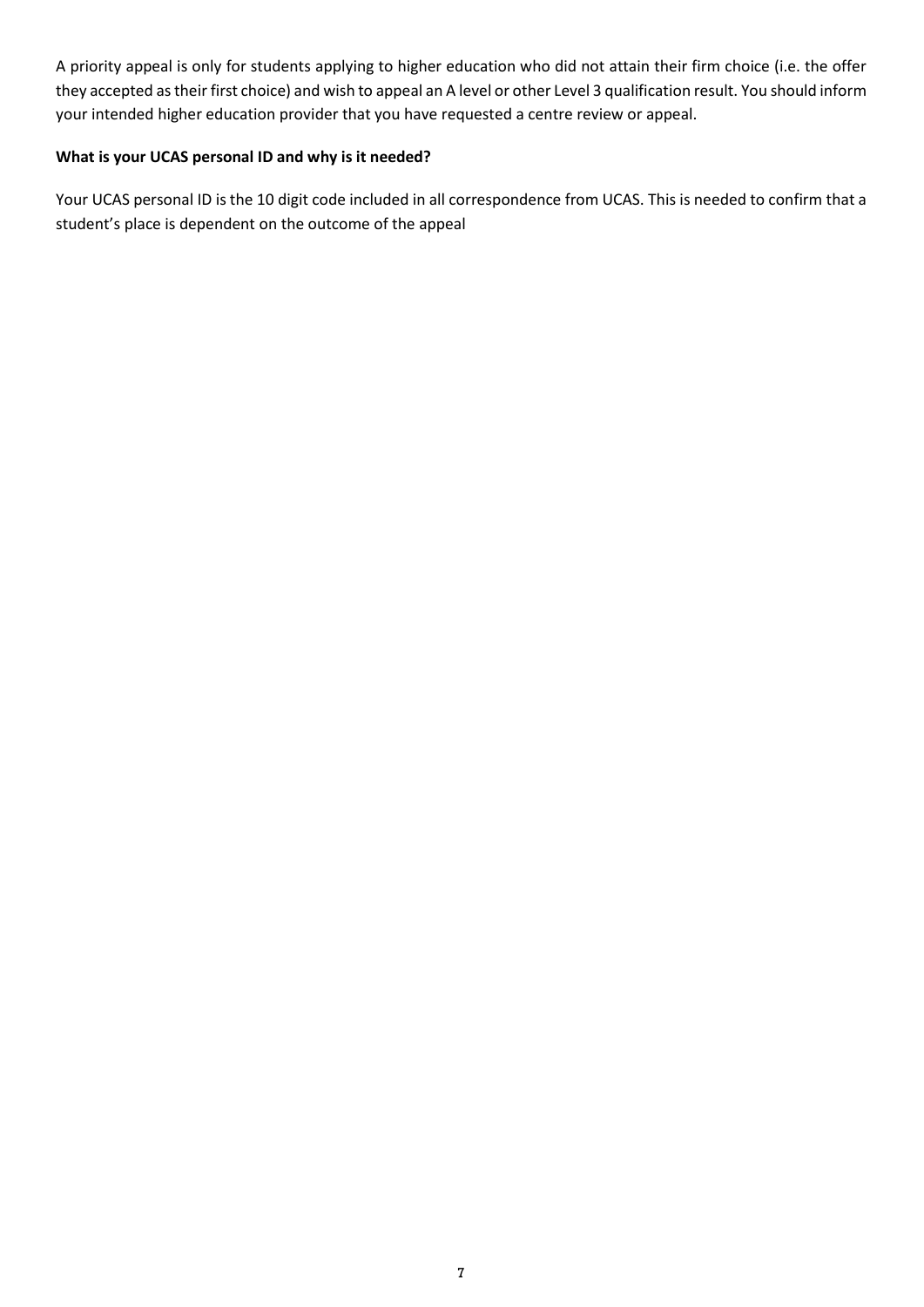A priority appeal is only for students applying to higher education who did not attain their firm choice (i.e. the offer they accepted as their first choice) and wish to appeal an A level or other Level 3 qualification result. You should inform your intended higher education provider that you have requested a centre review or appeal.

**What is your UCAS personal ID and why is it needed?**

Your UCAS personal ID is the 10 digit code included in all correspondence from UCAS. This is needed to confirm that a student's place is dependent on the outcome of the appeal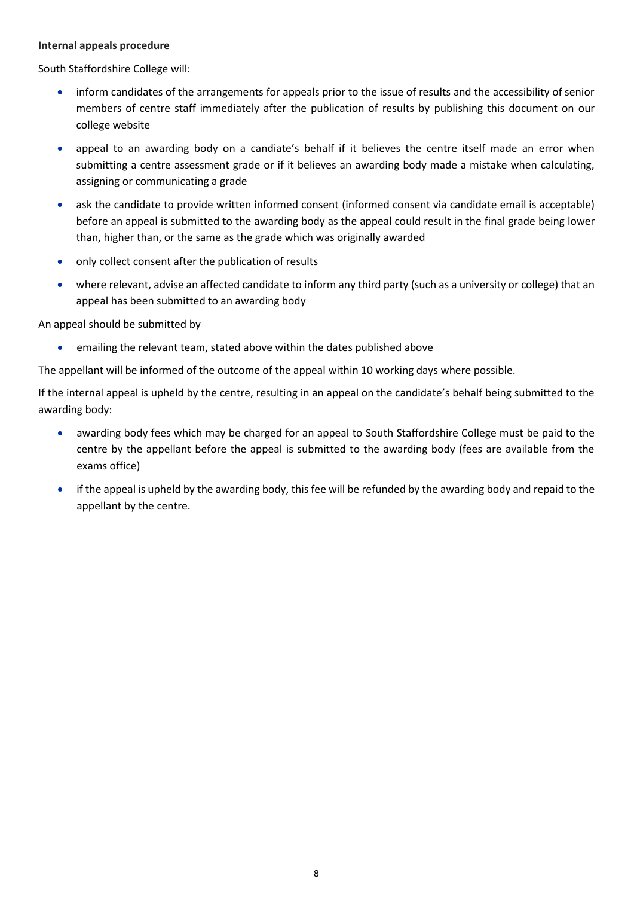**Internal appeals procedure**

South Staffordshire College will:

- inform candidates of the arrangements for appeals prior to the issue of results and the accessibility of senior members of centre staff immediately after the publication of results by publishing this document on our college website
- appeal to an awarding body on a candiate's behalf if it believes the centre itself made an error when submitting a centre assessment grade or if it believes an awarding body made a mistake when calculating, assigning or communicating a grade
- ask the candidate to provide written informed consent (informed consent via candidate email is acceptable) before an appeal is submitted to the awarding body as the appeal could result in the final grade being lower than, higher than, or the same as the grade which was originally awarded
- only collect consent after the publication of results
- where relevant, advise an affected candidate to inform any third party (such as a university or college) that an appeal has been submitted to an awarding body

An appeal should be submitted by

- emailing the relevant team, stated above within the dates published above

The appellant will be informed of the outcome of the appeal within 10 working days where possible.

If the internal appeal is upheld by the centre, resulting in an appeal on the candidate's behalf being submitted to the awarding body:

- awarding body fees which may be charged for an appeal to South Staffordshire College must be paid to the centre by the appellant before the appeal is submitted to the awarding body (fees are available from the exams office)
- if the appeal is upheld by the awarding body, this fee will be refunded by the awarding body and repaid to the appellant by the centre.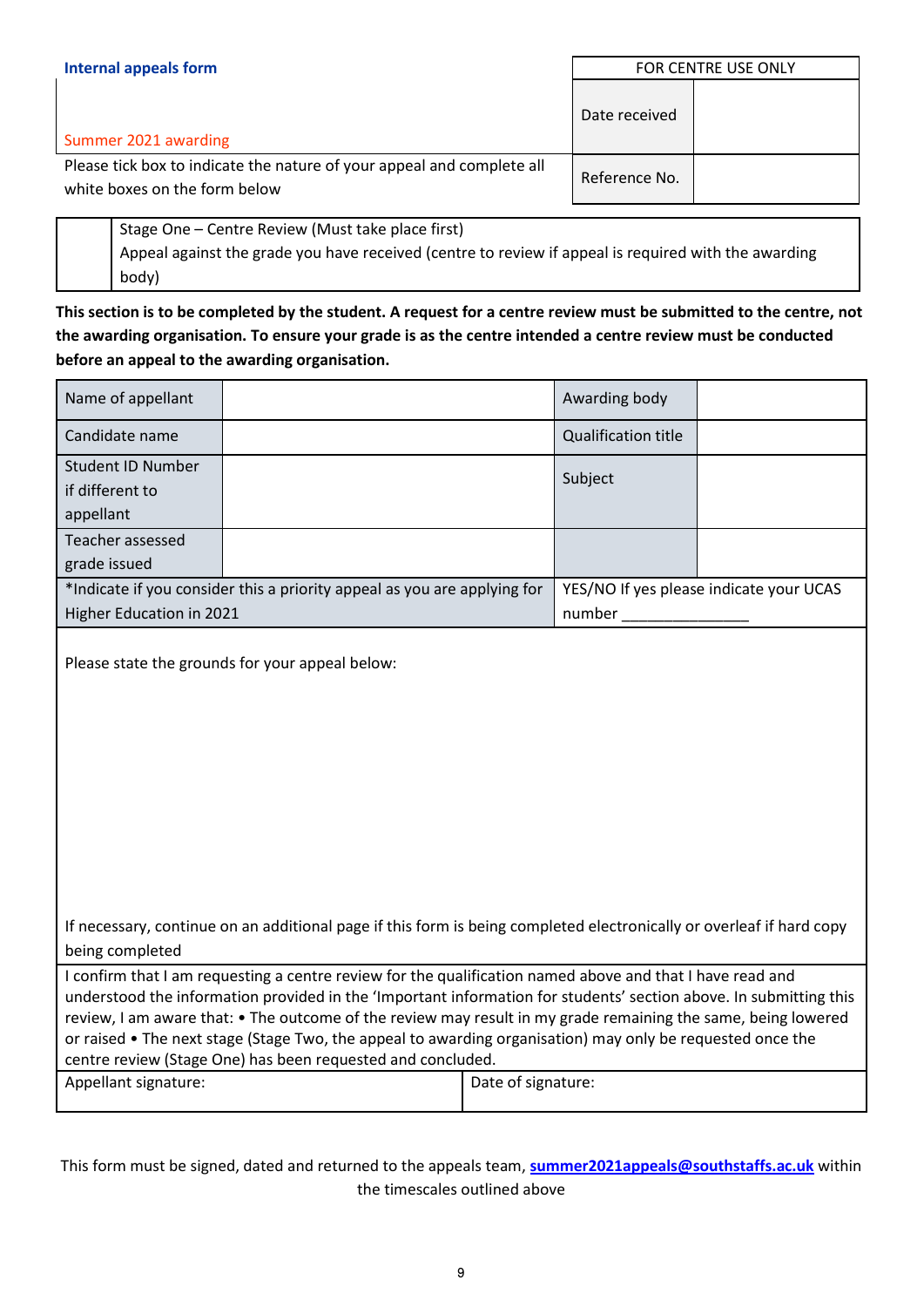**Internal appeals form**

Summer 2021 awarding

Please tick box to indicate the nature of your appeal and complete all white boxes on the form below

| FOR CENTRE USE ONLY | |
|---|---|
| Date received | |
| Reference No. | |

| | |
|---|---|
| | Stage One – Centre Review (Must take place first)<br>Appeal against the grade you have received (centre to review if appeal is required with the awarding body) |

**This section is to be completed by the student. A request for a centre review must be submitted to the centre, not the awarding organisation. To ensure your grade is as the centre intended a centre review must be conducted before an appeal to the awarding organisation.**

| | | | |
|---|---|---|---|
| Name of appellant | | Awarding body | |
| Candidate name | | Qualification title | |
| Student ID Number if different to appellant | | Subject | |
| Teacher assessed grade issued | | | |
| *Indicate if you consider this a priority appeal as you are applying for Higher Education in 2021 | | YES/NO If yes please indicate your UCAS number _______________ | |

Please state the grounds for your appeal below:

If necessary, continue on an additional page if this form is being completed electronically or overleaf if hard copy being completed

I confirm that I am requesting a centre review for the qualification named above and that I have read and understood the information provided in the 'Important information for students' section above. In submitting this review, I am aware that: • The outcome of the review may result in my grade remaining the same, being lowered or raised • The next stage (Stage Two, the appeal to awarding organisation) may only be requested once the centre review (Stage One) has been requested and concluded.

| | |
|---|---|
| Appellant signature: | Date of signature: |

This form must be signed, dated and returned to the appeals team, **summer2021appeals@southstaffs.ac.uk** within the timescales outlined above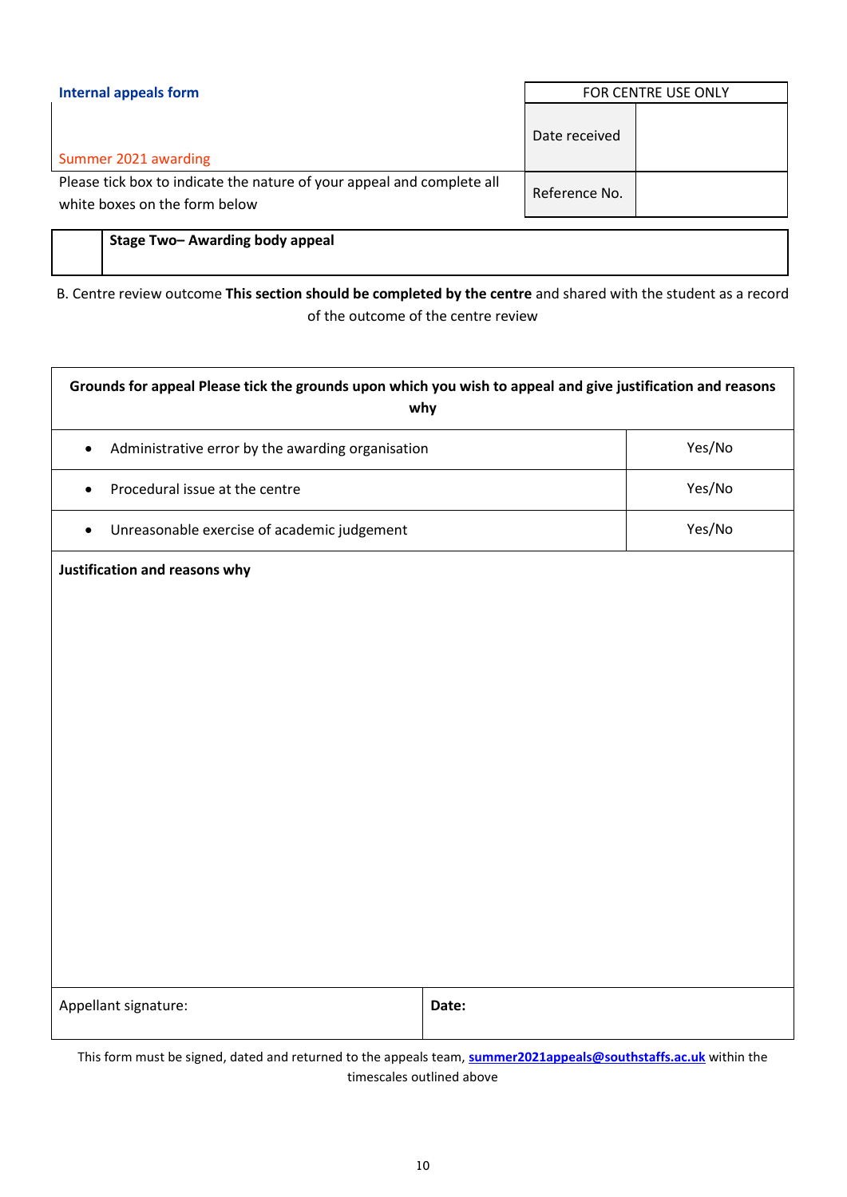**Internal appeals form**

Summer 2021 awarding

Please tick box to indicate the nature of your appeal and complete all white boxes on the form below

| FOR CENTRE USE ONLY | |
|---|---|
| Date received | |
| Reference No. | |

| | **Stage Two– Awarding body appeal** |
|---|---|

B. Centre review outcome **This section should be completed by the centre** and shared with the student as a record of the outcome of the centre review

| **Grounds for appeal Please tick the grounds upon which you wish to appeal and give justification and reasons why** | |
|---|---|
| • Administrative error by the awarding organisation | Yes/No |
| • Procedural issue at the centre | Yes/No |
| • Unreasonable exercise of academic judgement | Yes/No |
| **Justification and reasons why** | |
| Appellant signature: | **Date:** |

This form must be signed, dated and returned to the appeals team, **summer2021appeals@southstaffs.ac.uk** within the timescales outlined above